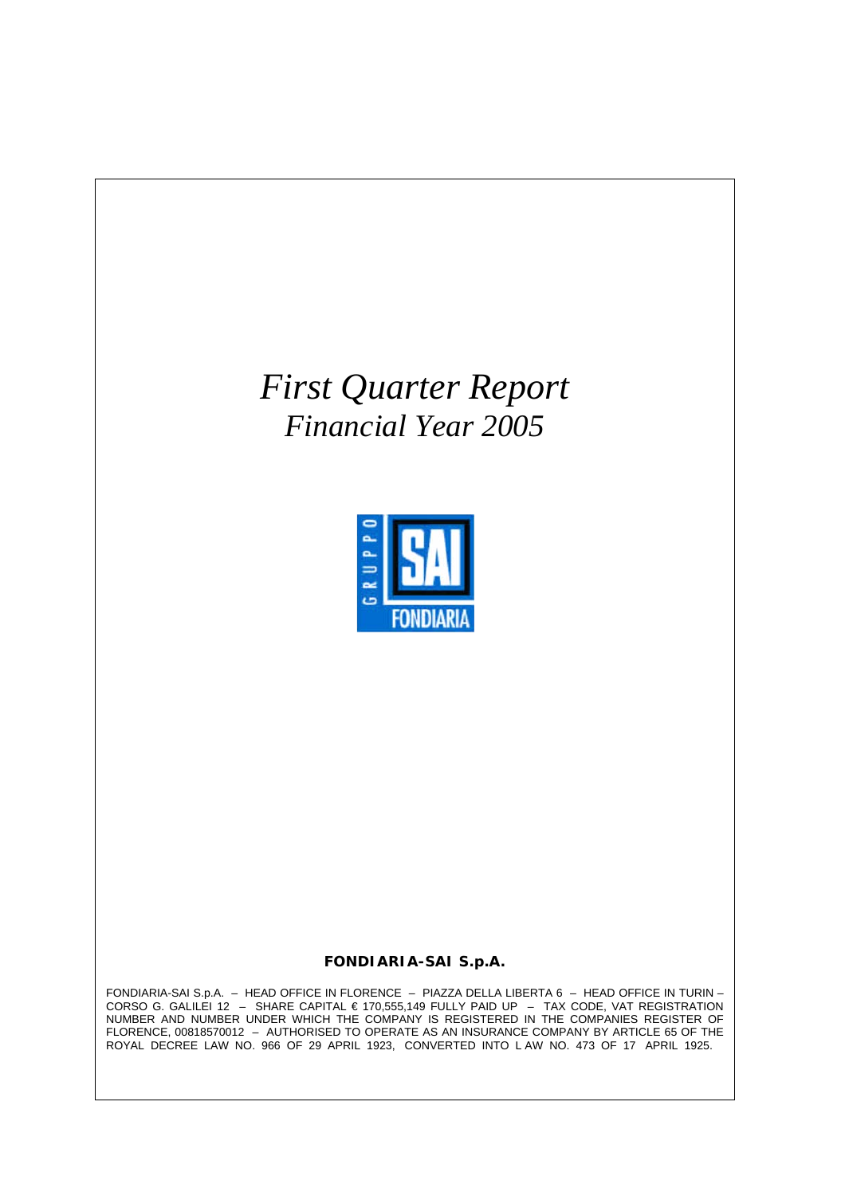# *First Quarter Report*
## *Financial Year 2005*

GRUPPO SAI FONDIARIA

**FONDIARIA-SAI S.p.A.**

FONDIARIA-SAI S.p.A. – HEAD OFFICE IN FLORENCE – PIAZZA DELLA LIBERTA 6 – HEAD OFFICE IN TURIN – CORSO G. GALILEI 12 – SHARE CAPITAL € 170,555,149 FULLY PAID UP – TAX CODE, VAT REGISTRATION NUMBER AND NUMBER UNDER WHICH THE COMPANY IS REGISTERED IN THE COMPANIES REGISTER OF FLORENCE, 00818570012 – AUTHORISED TO OPERATE AS AN INSURANCE COMPANY BY ARTICLE 65 OF THE ROYAL DECREE LAW NO. 966 OF 29 APRIL 1923, CONVERTED INTO LAW NO. 473 OF 17 APRIL 1925.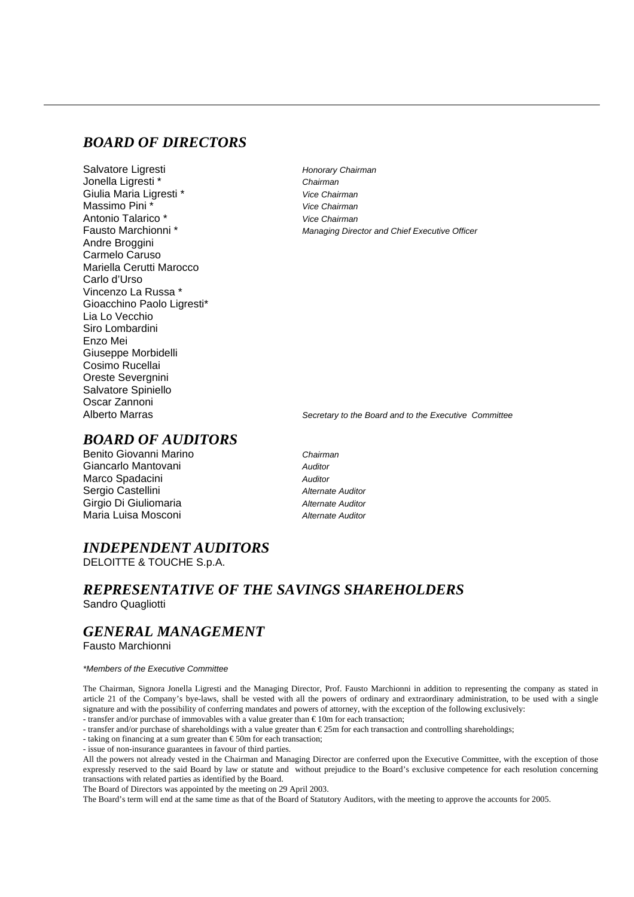## *BOARD OF DIRECTORS*

| | |
|---|---|
| Salvatore Ligresti | *Honorary Chairman* |
| Jonella Ligresti * | *Chairman* |
| Giulia Maria Ligresti * | *Vice Chairman* |
| Massimo Pini * | *Vice Chairman* |
| Antonio Talarico * | *Vice Chairman* |
| Fausto Marchionni * | *Managing Director and Chief Executive Officer* |
| Andre Broggini | |
| Carmelo Caruso | |
| Mariella Cerutti Marocco | |
| Carlo d'Urso | |
| Vincenzo La Russa * | |
| Gioacchino Paolo Ligresti* | |
| Lia Lo Vecchio | |
| Siro Lombardini | |
| Enzo Mei | |
| Giuseppe Morbidelli | |
| Cosimo Rucellai | |
| Oreste Severgnini | |
| Salvatore Spiniello | |
| Oscar Zannoni | |
| Alberto Marras | *Secretary to the Board and to the Executive Committee* |

## *BOARD OF AUDITORS*

| | |
|---|---|
| Benito Giovanni Marino | *Chairman* |
| Giancarlo Mantovani | *Auditor* |
| Marco Spadacini | *Auditor* |
| Sergio Castellini | *Alternate Auditor* |
| Girgio Di Giuliomaria | *Alternate Auditor* |
| Maria Luisa Mosconi | *Alternate Auditor* |

## *INDEPENDENT AUDITORS*

DELOITTE & TOUCHE S.p.A.

## *REPRESENTATIVE OF THE SAVINGS SHAREHOLDERS*

Sandro Quagliotti

## *GENERAL MANAGEMENT*

Fausto Marchionni

*\*Members of the Executive Committee*

The Chairman, Signora Jonella Ligresti and the Managing Director, Prof. Fausto Marchionni in addition to representing the company as stated in article 21 of the Company's bye-laws, shall be vested with all the powers of ordinary and extraordinary administration, to be used with a single signature and with the possibility of conferring mandates and powers of attorney, with the exception of the following exclusively:

- transfer and/or purchase of immovables with a value greater than €10m for each transaction;
- transfer and/or purchase of shareholdings with a value greater than €25m for each transaction and controlling shareholdings;
- taking on financing at a sum greater than €50m for each transaction;
- issue of non-insurance guarantees in favour of third parties.

All the powers not already vested in the Chairman and Managing Director are conferred upon the Executive Committee, with the exception of those expressly reserved to the said Board by law or statute and without prejudice to the Board's exclusive competence for each resolution concerning transactions with related parties as identified by the Board.

The Board of Directors was appointed by the meeting on 29 April 2003.

The Board's term will end at the same time as that of the Board of Statutory Auditors, with the meeting to approve the accounts for 2005.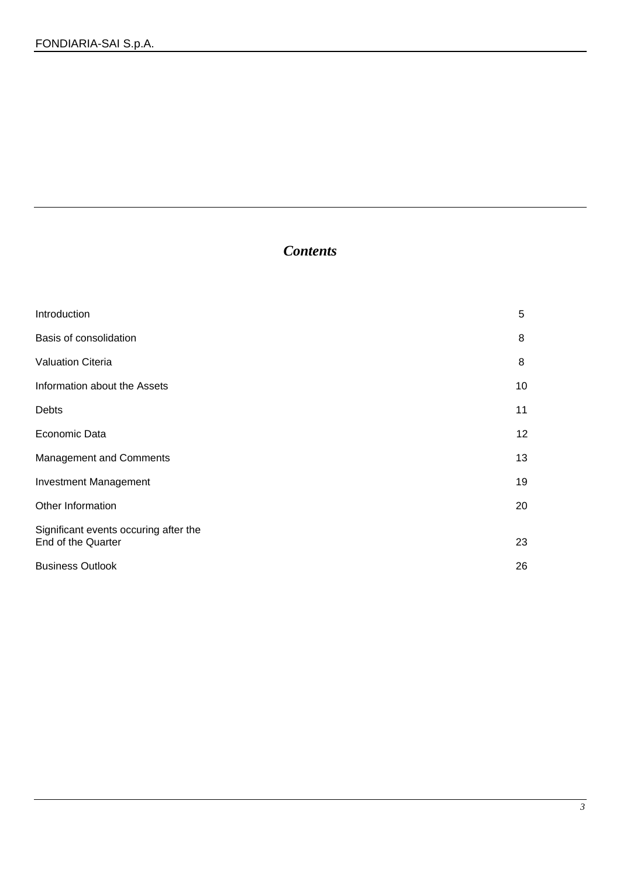# *Contents*

| | |
|---|---|
| Introduction | 5 |
| Basis of consolidation | 8 |
| Valuation Citeria | 8 |
| Information about the Assets | 10 |
| Debts | 11 |
| Economic Data | 12 |
| Management and Comments | 13 |
| Investment Management | 19 |
| Other Information | 20 |
| Significant events occuring after the End of the Quarter | 23 |
| Business Outlook | 26 |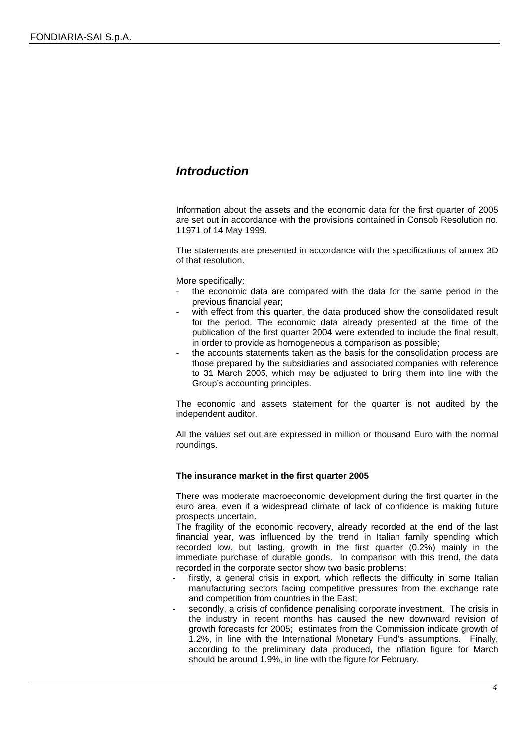## *Introduction*

Information about the assets and the economic data for the first quarter of 2005 are set out in accordance with the provisions contained in Consob Resolution no. 11971 of 14 May 1999.

The statements are presented in accordance with the specifications of annex 3D of that resolution.

More specifically:

- the economic data are compared with the data for the same period in the previous financial year;
- with effect from this quarter, the data produced show the consolidated result for the period. The economic data already presented at the time of the publication of the first quarter 2004 were extended to include the final result, in order to provide as homogeneous a comparison as possible;
- the accounts statements taken as the basis for the consolidation process are those prepared by the subsidiaries and associated companies with reference to 31 March 2005, which may be adjusted to bring them into line with the Group's accounting principles.

The economic and assets statement for the quarter is not audited by the independent auditor.

All the values set out are expressed in million or thousand Euro with the normal roundings.

**The insurance market in the first quarter 2005**

There was moderate macroeconomic development during the first quarter in the euro area, even if a widespread climate of lack of confidence is making future prospects uncertain.
The fragility of the economic recovery, already recorded at the end of the last financial year, was influenced by the trend in Italian family spending which recorded low, but lasting, growth in the first quarter (0.2%) mainly in the immediate purchase of durable goods. In comparison with this trend, the data recorded in the corporate sector show two basic problems:

- firstly, a general crisis in export, which reflects the difficulty in some Italian manufacturing sectors facing competitive pressures from the exchange rate and competition from countries in the East;
- secondly, a crisis of confidence penalising corporate investment. The crisis in the industry in recent months has caused the new downward revision of growth forecasts for 2005; estimates from the Commission indicate growth of 1.2%, in line with the International Monetary Fund's assumptions. Finally, according to the preliminary data produced, the inflation figure for March should be around 1.9%, in line with the figure for February.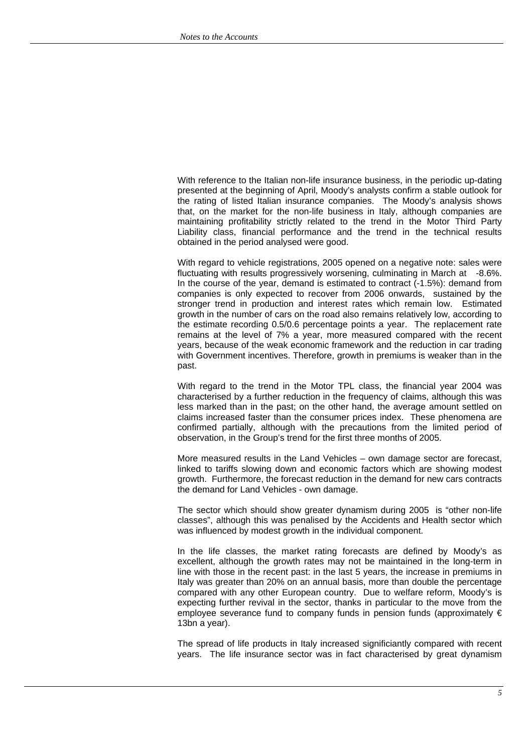With reference to the Italian non-life insurance business, in the periodic up-dating presented at the beginning of April, Moody's analysts confirm a stable outlook for the rating of listed Italian insurance companies. The Moody's analysis shows that, on the market for the non-life business in Italy, although companies are maintaining profitability strictly related to the trend in the Motor Third Party Liability class, financial performance and the trend in the technical results obtained in the period analysed were good.

With regard to vehicle registrations, 2005 opened on a negative note: sales were fluctuating with results progressively worsening, culminating in March at -8.6%. In the course of the year, demand is estimated to contract (-1.5%): demand from companies is only expected to recover from 2006 onwards, sustained by the stronger trend in production and interest rates which remain low. Estimated growth in the number of cars on the road also remains relatively low, according to the estimate recording 0.5/0.6 percentage points a year. The replacement rate remains at the level of 7% a year, more measured compared with the recent years, because of the weak economic framework and the reduction in car trading with Government incentives. Therefore, growth in premiums is weaker than in the past.

With regard to the trend in the Motor TPL class, the financial year 2004 was characterised by a further reduction in the frequency of claims, although this was less marked than in the past; on the other hand, the average amount settled on claims increased faster than the consumer prices index. These phenomena are confirmed partially, although with the precautions from the limited period of observation, in the Group's trend for the first three months of 2005.

More measured results in the Land Vehicles – own damage sector are forecast, linked to tariffs slowing down and economic factors which are showing modest growth. Furthermore, the forecast reduction in the demand for new cars contracts the demand for Land Vehicles - own damage.

The sector which should show greater dynamism during 2005 is "other non-life classes", although this was penalised by the Accidents and Health sector which was influenced by modest growth in the individual component.

In the life classes, the market rating forecasts are defined by Moody's as excellent, although the growth rates may not be maintained in the long-term in line with those in the recent past: in the last 5 years, the increase in premiums in Italy was greater than 20% on an annual basis, more than double the percentage compared with any other European country. Due to welfare reform, Moody's is expecting further revival in the sector, thanks in particular to the move from the employee severance fund to company funds in pension funds (approximately € 13bn a year).

The spread of life products in Italy increased significiantly compared with recent years. The life insurance sector was in fact characterised by great dynamism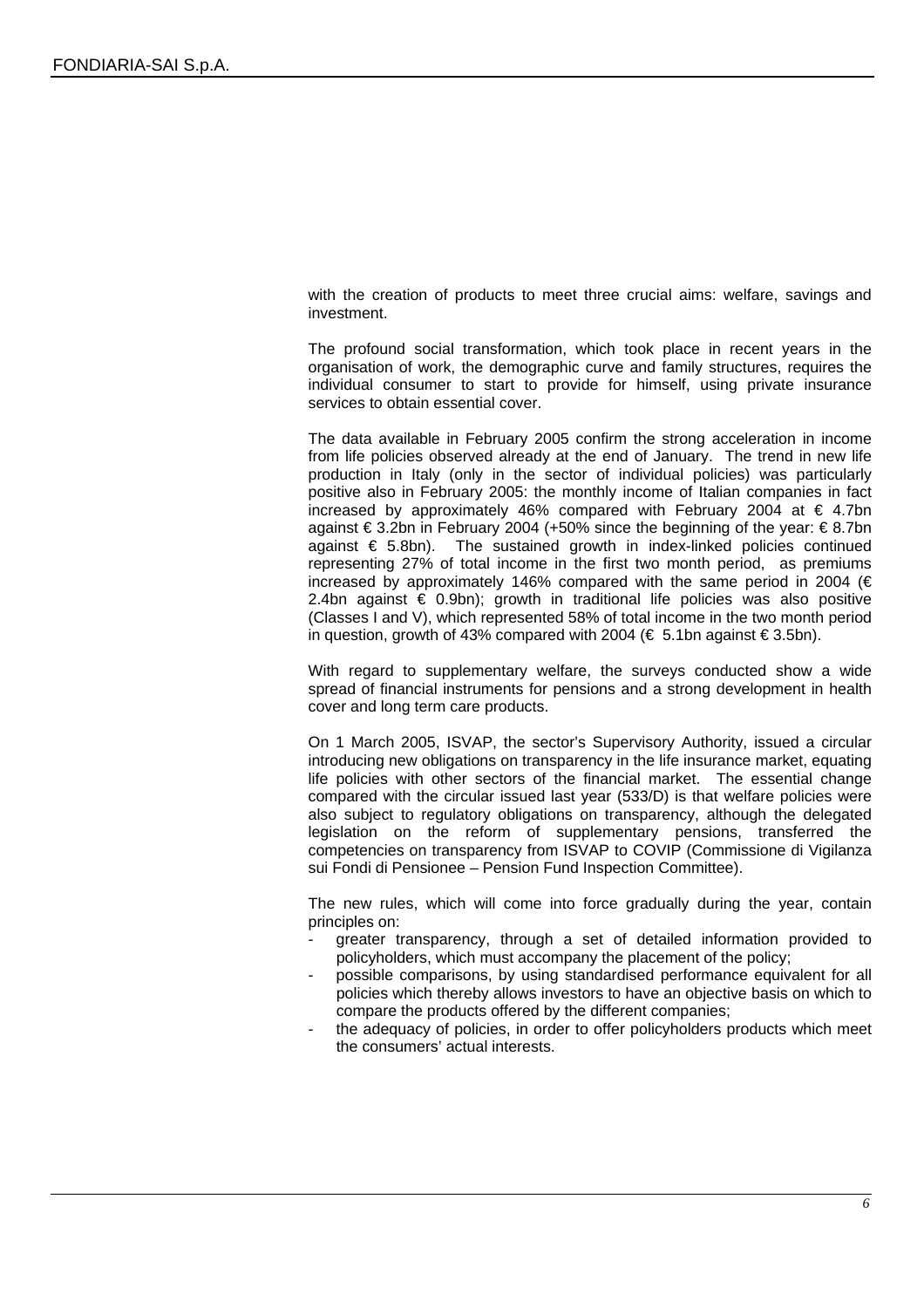with the creation of products to meet three crucial aims: welfare, savings and investment.

The profound social transformation, which took place in recent years in the organisation of work, the demographic curve and family structures, requires the individual consumer to start to provide for himself, using private insurance services to obtain essential cover.

The data available in February 2005 confirm the strong acceleration in income from life policies observed already at the end of January. The trend in new life production in Italy (only in the sector of individual policies) was particularly positive also in February 2005: the monthly income of Italian companies in fact increased by approximately 46% compared with February 2004 at € 4.7bn against € 3.2bn in February 2004 (+50% since the beginning of the year: € 8.7bn against € 5.8bn). The sustained growth in index-linked policies continued representing 27% of total income in the first two month period, as premiums increased by approximately 146% compared with the same period in 2004 (€ 2.4bn against € 0.9bn); growth in traditional life policies was also positive (Classes I and V), which represented 58% of total income in the two month period in question, growth of 43% compared with 2004 (€ 5.1bn against € 3.5bn).

With regard to supplementary welfare, the surveys conducted show a wide spread of financial instruments for pensions and a strong development in health cover and long term care products.

On 1 March 2005, ISVAP, the sector's Supervisory Authority, issued a circular introducing new obligations on transparency in the life insurance market, equating life policies with other sectors of the financial market. The essential change compared with the circular issued last year (533/D) is that welfare policies were also subject to regulatory obligations on transparency, although the delegated legislation on the reform of supplementary pensions, transferred the competencies on transparency from ISVAP to COVIP (Commissione di Vigilanza sui Fondi di Pensionee – Pension Fund Inspection Committee).

The new rules, which will come into force gradually during the year, contain principles on:

- greater transparency, through a set of detailed information provided to policyholders, which must accompany the placement of the policy;
- possible comparisons, by using standardised performance equivalent for all policies which thereby allows investors to have an objective basis on which to compare the products offered by the different companies;
- the adequacy of policies, in order to offer policyholders products which meet the consumers' actual interests.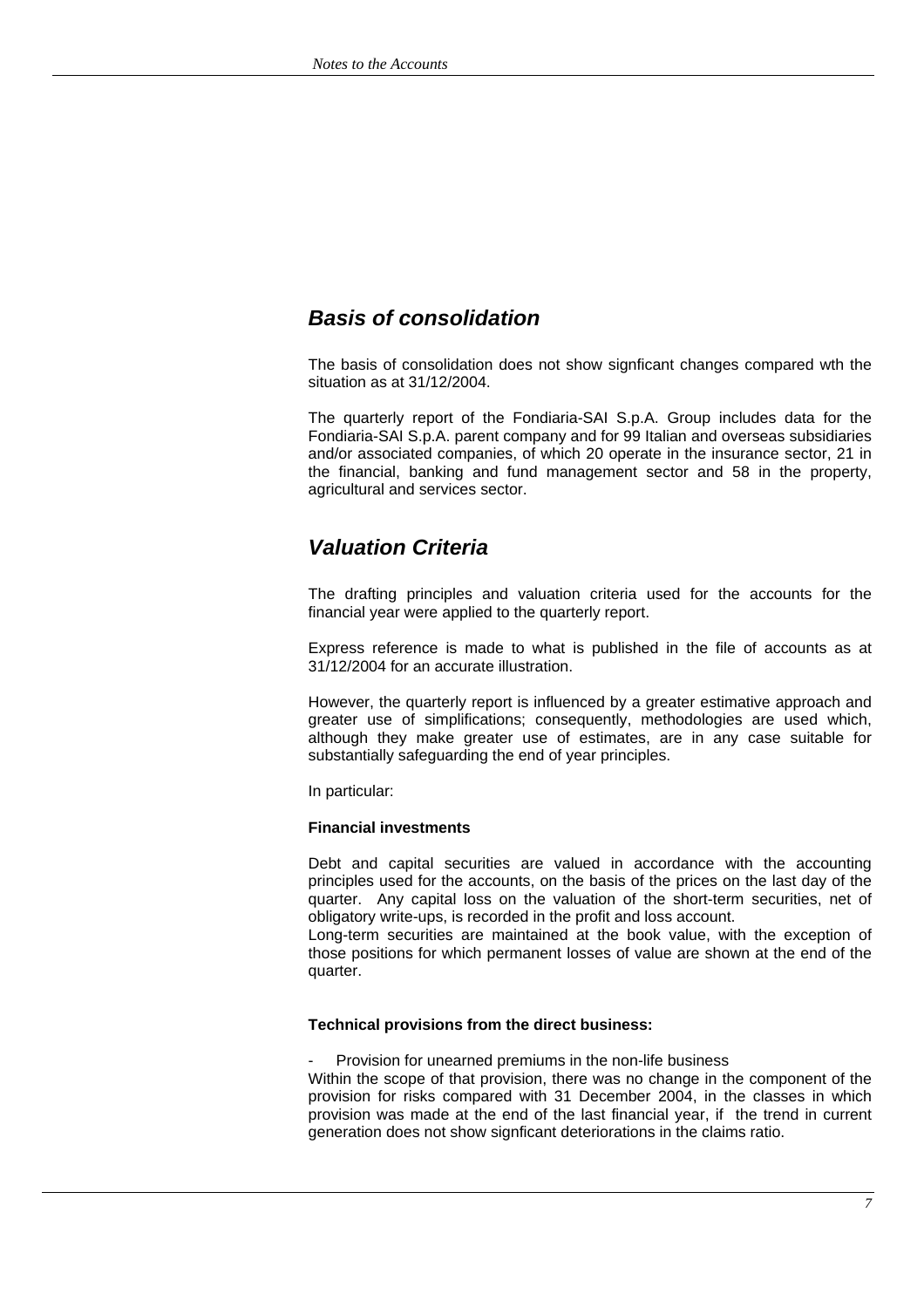## Basis of consolidation

The basis of consolidation does not show signficant changes compared wth the situation as at 31/12/2004.

The quarterly report of the Fondiaria-SAI S.p.A. Group includes data for the Fondiaria-SAI S.p.A. parent company and for 99 Italian and overseas subsidiaries and/or associated companies, of which 20 operate in the insurance sector, 21 in the financial, banking and fund management sector and 58 in the property, agricultural and services sector.

## Valuation Criteria

The drafting principles and valuation criteria used for the accounts for the financial year were applied to the quarterly report.

Express reference is made to what is published in the file of accounts as at 31/12/2004 for an accurate illustration.

However, the quarterly report is influenced by a greater estimative approach and greater use of simplifications; consequently, methodologies are used which, although they make greater use of estimates, are in any case suitable for substantially safeguarding the end of year principles.

In particular:

**Financial investments**

Debt and capital securities are valued in accordance with the accounting principles used for the accounts, on the basis of the prices on the last day of the quarter. Any capital loss on the valuation of the short-term securities, net of obligatory write-ups, is recorded in the profit and loss account.
Long-term securities are maintained at the book value, with the exception of those positions for which permanent losses of value are shown at the end of the quarter.

**Technical provisions from the direct business:**

- Provision for unearned premiums in the non-life business

Within the scope of that provision, there was no change in the component of the provision for risks compared with 31 December 2004, in the classes in which provision was made at the end of the last financial year, if the trend in current generation does not show signficant deteriorations in the claims ratio.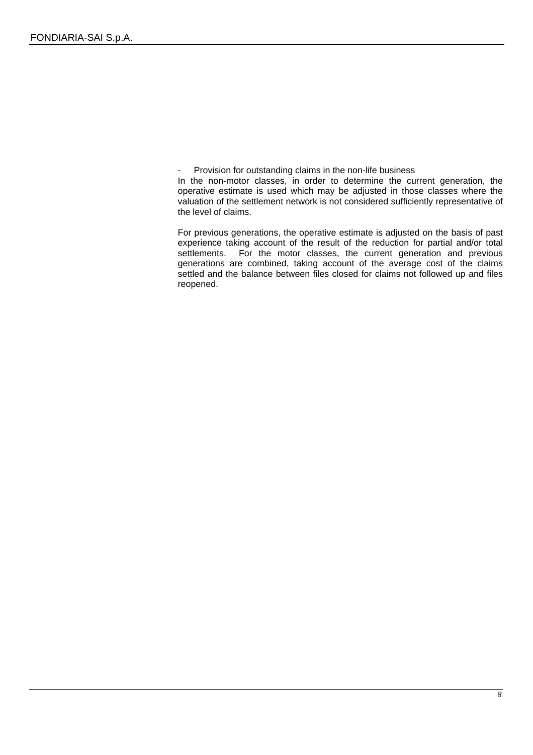- Provision for outstanding claims in the non-life business

In the non-motor classes, in order to determine the current generation, the operative estimate is used which may be adjusted in those classes where the valuation of the settlement network is not considered sufficiently representative of the level of claims.

For previous generations, the operative estimate is adjusted on the basis of past experience taking account of the result of the reduction for partial and/or total settlements. For the motor classes, the current generation and previous generations are combined, taking account of the average cost of the claims settled and the balance between files closed for claims not followed up and files reopened.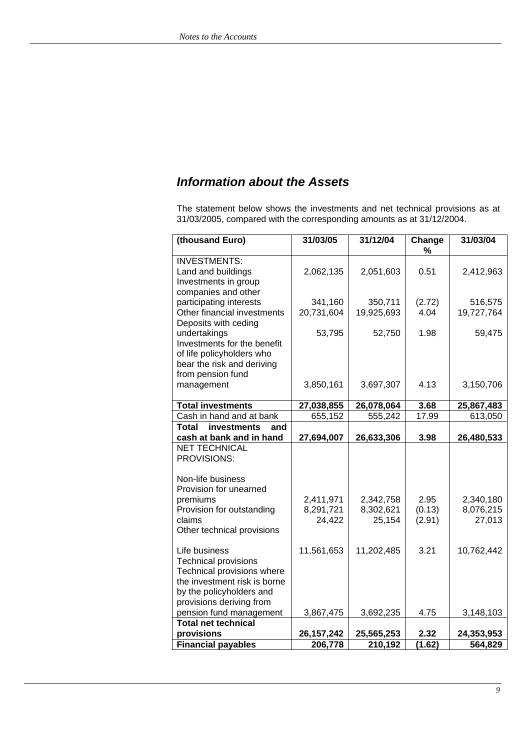## *Information about the Assets*

The statement below shows the investments and net technical provisions as at 31/03/2005, compared with the corresponding amounts as at 31/12/2004.

| (thousand Euro) | 31/03/05 | 31/12/04 | Change % | 31/03/04 |
|---|---|---|---|---|
| INVESTMENTS: | | | | |
| Land and buildings | 2,062,135 | 2,051,603 | 0.51 | 2,412,963 |
| Investments in group companies and other participating interests | 341,160 | 350,711 | (2.72) | 516,575 |
| Other financial investments | 20,731,604 | 19,925,693 | 4.04 | 19,727,764 |
| Deposits with ceding undertakings | 53,795 | 52,750 | 1.98 | 59,475 |
| Investments for the benefit of life policyholders who bear the risk and deriving from pension fund management | 3,850,161 | 3,697,307 | 4.13 | 3,150,706 |
| **Total investments** | **27,038,855** | **26,078,064** | **3.68** | **25,867,483** |
| Cash in hand and at bank | 655,152 | 555,242 | 17.99 | 613,050 |
| **Total investments and cash at bank and in hand** | **27,694,007** | **26,633,306** | **3.98** | **26,480,533** |
| NET TECHNICAL PROVISIONS: | | | | |
| Non-life business | | | | |
| Provision for unearned premiums | 2,411,971 | 2,342,758 | 2.95 | 2,340,180 |
| Provision for outstanding claims | 8,291,721 | 8,302,621 | (0.13) | 8,076,215 |
| Other technical provisions | 24,422 | 25,154 | (2.91) | 27,013 |
| Life business | | | | |
| Technical provisions | 11,561,653 | 11,202,485 | 3.21 | 10,762,442 |
| Technical provisions where the investment risk is borne by the policyholders and provisions deriving from pension fund management | 3,867,475 | 3,692,235 | 4.75 | 3,148,103 |
| **Total net technical provisions** | **26,157,242** | **25,565,253** | **2.32** | **24,353,953** |
| **Financial payables** | **206,778** | **210,192** | **(1.62)** | **564,829** |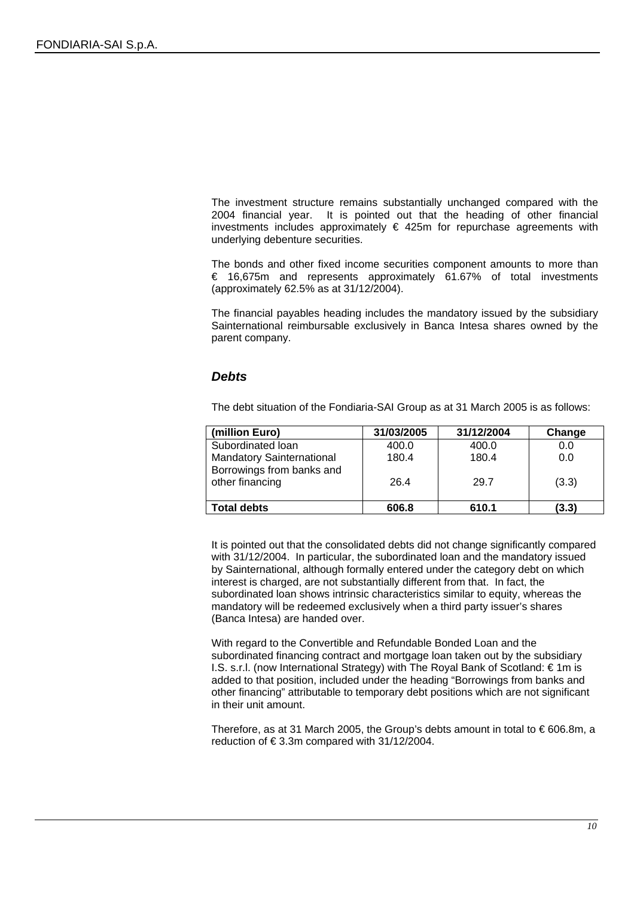The investment structure remains substantially unchanged compared with the 2004 financial year. It is pointed out that the heading of other financial investments includes approximately € 425m for repurchase agreements with underlying debenture securities.

The bonds and other fixed income securities component amounts to more than € 16,675m and represents approximately 61.67% of total investments (approximately 62.5% as at 31/12/2004).

The financial payables heading includes the mandatory issued by the subsidiary Sainternational reimbursable exclusively in Banca Intesa shares owned by the parent company.

### *Debts*

The debt situation of the Fondiaria-SAI Group as at 31 March 2005 is as follows:

| (million Euro) | 31/03/2005 | 31/12/2004 | Change |
|---|---|---|---|
| Subordinated loan | 400.0 | 400.0 | 0.0 |
| Mandatory Sainternational | 180.4 | 180.4 | 0.0 |
| Borrowings from banks and other financing | 26.4 | 29.7 | (3.3) |
| **Total debts** | **606.8** | **610.1** | **(3.3)** |

It is pointed out that the consolidated debts did not change significantly compared with 31/12/2004. In particular, the subordinated loan and the mandatory issued by Sainternational, although formally entered under the category debt on which interest is charged, are not substantially different from that. In fact, the subordinated loan shows intrinsic characteristics similar to equity, whereas the mandatory will be redeemed exclusively when a third party issuer's shares (Banca Intesa) are handed over.

With regard to the Convertible and Refundable Bonded Loan and the subordinated financing contract and mortgage loan taken out by the subsidiary I.S. s.r.l. (now International Strategy) with The Royal Bank of Scotland: € 1m is added to that position, included under the heading "Borrowings from banks and other financing" attributable to temporary debt positions which are not significant in their unit amount.

Therefore, as at 31 March 2005, the Group's debts amount in total to € 606.8m, a reduction of € 3.3m compared with 31/12/2004.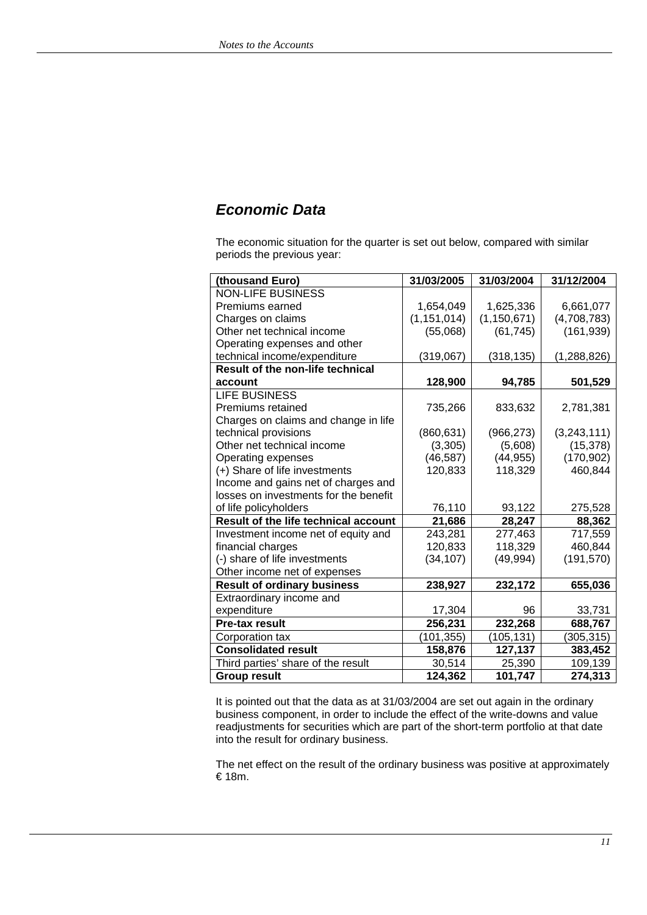## Economic Data

The economic situation for the quarter is set out below, compared with similar periods the previous year:

| (thousand Euro) | 31/03/2005 | 31/03/2004 | 31/12/2004 |
|---|---|---|---|
| NON-LIFE BUSINESS | | | |
| Premiums earned | 1,654,049 | 1,625,336 | 6,661,077 |
| Charges on claims | (1,151,014) | (1,150,671) | (4,708,783) |
| Other net technical income | (55,068) | (61,745) | (161,939) |
| Operating expenses and other technical income/expenditure | (319,067) | (318,135) | (1,288,826) |
| **Result of the non-life technical account** | **128,900** | **94,785** | **501,529** |
| LIFE BUSINESS | | | |
| Premiums retained | 735,266 | 833,632 | 2,781,381 |
| Charges on claims and change in life technical provisions | (860,631) | (966,273) | (3,243,111) |
| Other net technical income | (3,305) | (5,608) | (15,378) |
| Operating expenses | (46,587) | (44,955) | (170,902) |
| (+) Share of life investments | 120,833 | 118,329 | 460,844 |
| Income and gains net of charges and losses on investments for the benefit of life policyholders | 76,110 | 93,122 | 275,528 |
| **Result of the life technical account** | **21,686** | **28,247** | **88,362** |
| Investment income net of equity and financial charges | 243,281 | 277,463 | 717,559 |
| (-) share of life investments | 120,833 | 118,329 | 460,844 |
| Other income net of expenses | (34,107) | (49,994) | (191,570) |
| **Result of ordinary business** | **238,927** | **232,172** | **655,036** |
| Extraordinary income and expenditure | 17,304 | 96 | 33,731 |
| **Pre-tax result** | **256,231** | **232,268** | **688,767** |
| Corporation tax | (101,355) | (105,131) | (305,315) |
| **Consolidated result** | **158,876** | **127,137** | **383,452** |
| Third parties' share of the result | 30,514 | 25,390 | 109,139 |
| **Group result** | **124,362** | **101,747** | **274,313** |

It is pointed out that the data as at 31/03/2004 are set out again in the ordinary business component, in order to include the effect of the write-downs and value readjustments for securities which are part of the short-term portfolio at that date into the result for ordinary business.

The net effect on the result of the ordinary business was positive at approximately € 18m.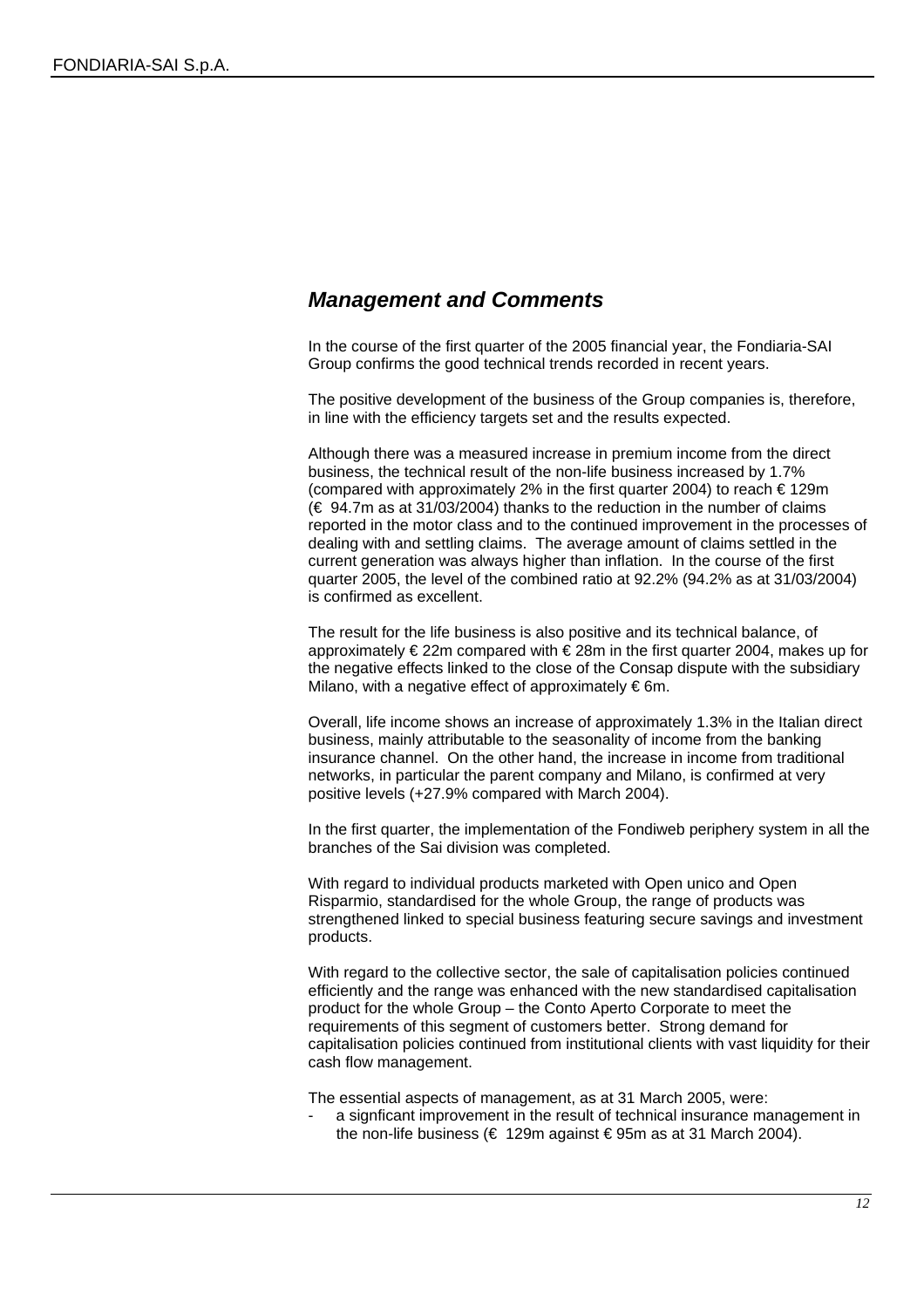## *Management and Comments*

In the course of the first quarter of the 2005 financial year, the Fondiaria-SAI Group confirms the good technical trends recorded in recent years.

The positive development of the business of the Group companies is, therefore, in line with the efficiency targets set and the results expected.

Although there was a measured increase in premium income from the direct business, the technical result of the non-life business increased by 1.7% (compared with approximately 2% in the first quarter 2004) to reach € 129m (€ 94.7m as at 31/03/2004) thanks to the reduction in the number of claims reported in the motor class and to the continued improvement in the processes of dealing with and settling claims. The average amount of claims settled in the current generation was always higher than inflation. In the course of the first quarter 2005, the level of the combined ratio at 92.2% (94.2% as at 31/03/2004) is confirmed as excellent.

The result for the life business is also positive and its technical balance, of approximately € 22m compared with € 28m in the first quarter 2004, makes up for the negative effects linked to the close of the Consap dispute with the subsidiary Milano, with a negative effect of approximately € 6m.

Overall, life income shows an increase of approximately 1.3% in the Italian direct business, mainly attributable to the seasonality of income from the banking insurance channel. On the other hand, the increase in income from traditional networks, in particular the parent company and Milano, is confirmed at very positive levels (+27.9% compared with March 2004).

In the first quarter, the implementation of the Fondiweb periphery system in all the branches of the Sai division was completed.

With regard to individual products marketed with Open unico and Open Risparmio, standardised for the whole Group, the range of products was strengthened linked to special business featuring secure savings and investment products.

With regard to the collective sector, the sale of capitalisation policies continued efficiently and the range was enhanced with the new standardised capitalisation product for the whole Group – the Conto Aperto Corporate to meet the requirements of this segment of customers better. Strong demand for capitalisation policies continued from institutional clients with vast liquidity for their cash flow management.

The essential aspects of management, as at 31 March 2005, were:

- a signficant improvement in the result of technical insurance management in the non-life business (€ 129m against € 95m as at 31 March 2004).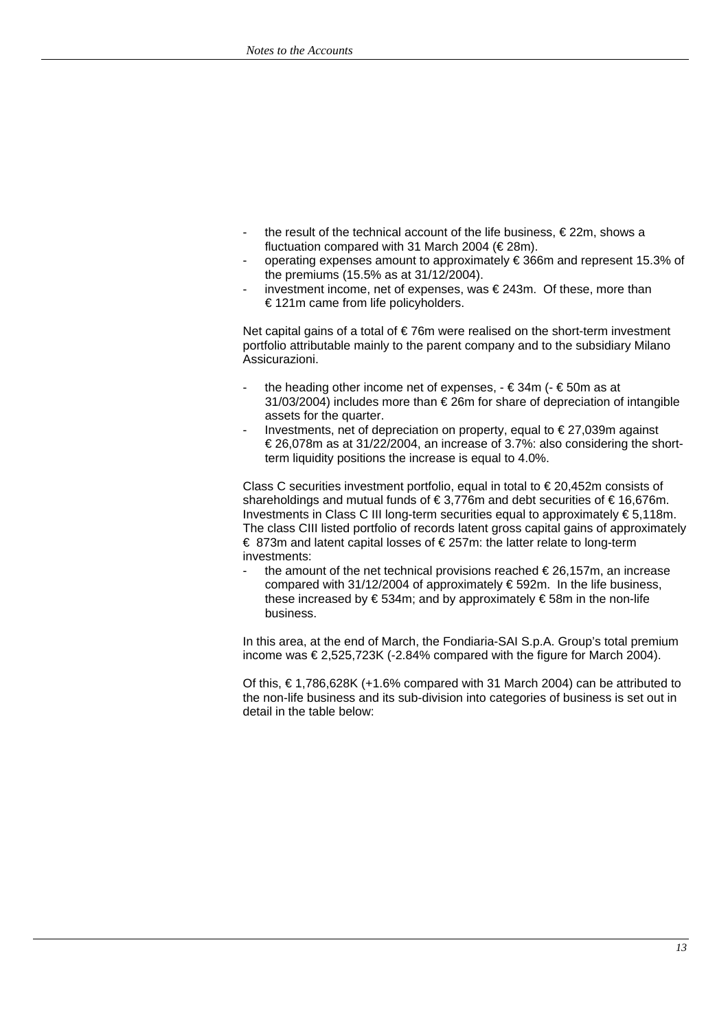- the result of the technical account of the life business, € 22m, shows a fluctuation compared with 31 March 2004 (€ 28m).
- operating expenses amount to approximately € 366m and represent 15.3% of the premiums (15.5% as at 31/12/2004).
- investment income, net of expenses, was € 243m. Of these, more than € 121m came from life policyholders.

Net capital gains of a total of € 76m were realised on the short-term investment portfolio attributable mainly to the parent company and to the subsidiary Milano Assicurazioni.

- the heading other income net of expenses, - € 34m (- € 50m as at 31/03/2004) includes more than € 26m for share of depreciation of intangible assets for the quarter.
- Investments, net of depreciation on property, equal to € 27,039m against € 26,078m as at 31/22/2004, an increase of 3.7%: also considering the short-term liquidity positions the increase is equal to 4.0%.

Class C securities investment portfolio, equal in total to € 20,452m consists of shareholdings and mutual funds of € 3,776m and debt securities of € 16,676m. Investments in Class C III long-term securities equal to approximately € 5,118m. The class CIII listed portfolio of records latent gross capital gains of approximately € 873m and latent capital losses of € 257m: the latter relate to long-term investments:

- the amount of the net technical provisions reached € 26,157m, an increase compared with 31/12/2004 of approximately € 592m. In the life business, these increased by € 534m; and by approximately € 58m in the non-life business.

In this area, at the end of March, the Fondiaria-SAI S.p.A. Group's total premium income was € 2,525,723K (-2.84% compared with the figure for March 2004).

Of this, € 1,786,628K (+1.6% compared with 31 March 2004) can be attributed to the non-life business and its sub-division into categories of business is set out in detail in the table below: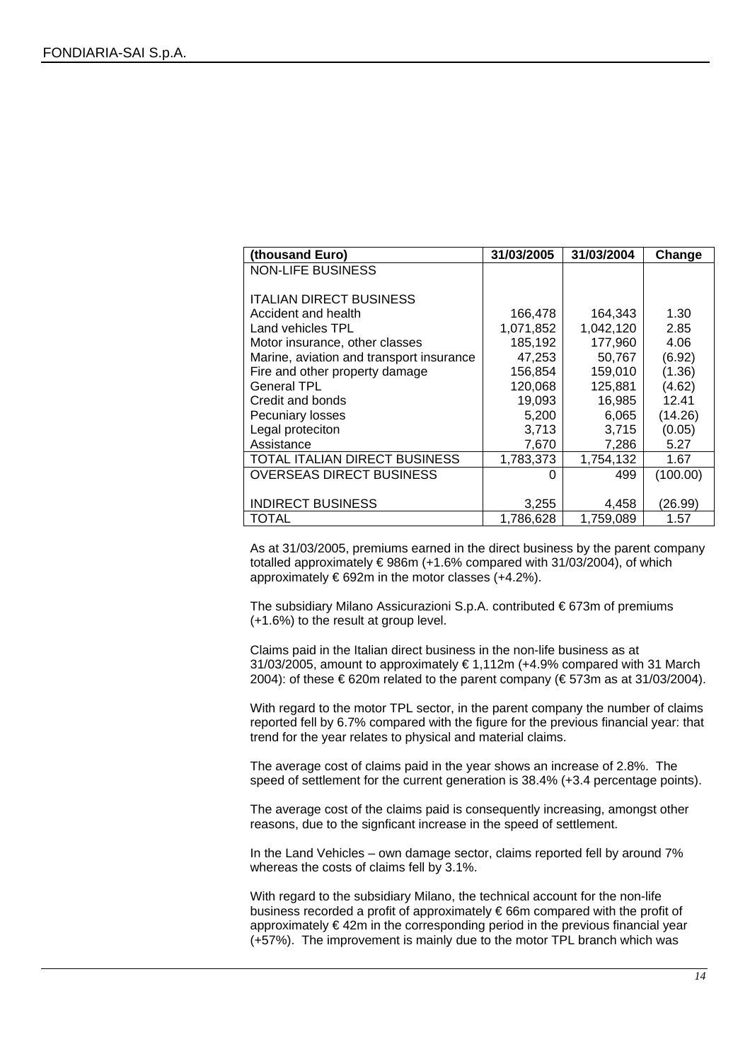| (thousand Euro) | 31/03/2005 | 31/03/2004 | Change |
|---|---|---|---|
| NON-LIFE BUSINESS | | | |
| | | | |
| ITALIAN DIRECT BUSINESS | | | |
| Accident and health | 166,478 | 164,343 | 1.30 |
| Land vehicles TPL | 1,071,852 | 1,042,120 | 2.85 |
| Motor insurance, other classes | 185,192 | 177,960 | 4.06 |
| Marine, aviation and transport insurance | 47,253 | 50,767 | (6.92) |
| Fire and other property damage | 156,854 | 159,010 | (1.36) |
| General TPL | 120,068 | 125,881 | (4.62) |
| Credit and bonds | 19,093 | 16,985 | 12.41 |
| Pecuniary losses | 5,200 | 6,065 | (14.26) |
| Legal proteciton | 3,713 | 3,715 | (0.05) |
| Assistance | 7,670 | 7,286 | 5.27 |
| TOTAL ITALIAN DIRECT BUSINESS | 1,783,373 | 1,754,132 | 1.67 |
| OVERSEAS DIRECT BUSINESS | 0 | 499 | (100.00) |
| | | | |
| INDIRECT BUSINESS | 3,255 | 4,458 | (26.99) |
| TOTAL | 1,786,628 | 1,759,089 | 1.57 |

As at 31/03/2005, premiums earned in the direct business by the parent company totalled approximately € 986m (+1.6% compared with 31/03/2004), of which approximately € 692m in the motor classes (+4.2%).

The subsidiary Milano Assicurazioni S.p.A. contributed € 673m of premiums (+1.6%) to the result at group level.

Claims paid in the Italian direct business in the non-life business as at 31/03/2005, amount to approximately € 1,112m (+4.9% compared with 31 March 2004): of these € 620m related to the parent company (€ 573m as at 31/03/2004).

With regard to the motor TPL sector, in the parent company the number of claims reported fell by 6.7% compared with the figure for the previous financial year: that trend for the year relates to physical and material claims.

The average cost of claims paid in the year shows an increase of 2.8%. The speed of settlement for the current generation is 38.4% (+3.4 percentage points).

The average cost of the claims paid is consequently increasing, amongst other reasons, due to the signficant increase in the speed of settlement.

In the Land Vehicles – own damage sector, claims reported fell by around 7% whereas the costs of claims fell by 3.1%.

With regard to the subsidiary Milano, the technical account for the non-life business recorded a profit of approximately € 66m compared with the profit of approximately € 42m in the corresponding period in the previous financial year (+57%). The improvement is mainly due to the motor TPL branch which was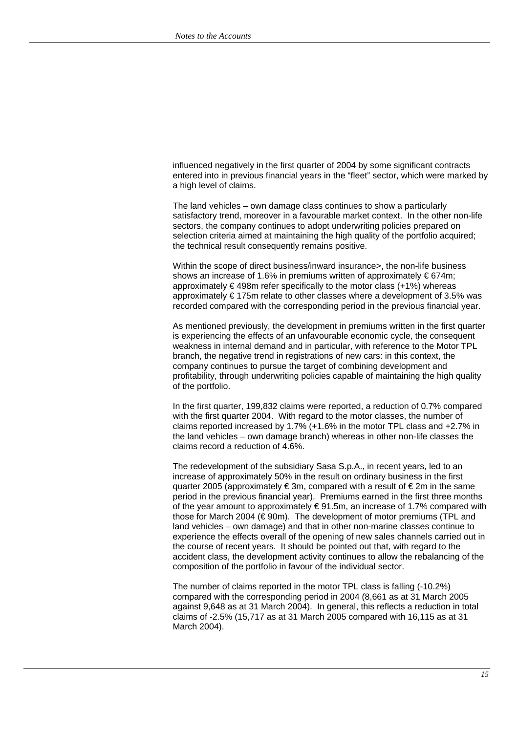influenced negatively in the first quarter of 2004 by some significant contracts entered into in previous financial years in the "fleet" sector, which were marked by a high level of claims.

The land vehicles – own damage class continues to show a particularly satisfactory trend, moreover in a favourable market context. In the other non-life sectors, the company continues to adopt underwriting policies prepared on selection criteria aimed at maintaining the high quality of the portfolio acquired; the technical result consequently remains positive.

Within the scope of direct business/inward insurance>, the non-life business shows an increase of 1.6% in premiums written of approximately € 674m; approximately € 498m refer specifically to the motor class (+1%) whereas approximately € 175m relate to other classes where a development of 3.5% was recorded compared with the corresponding period in the previous financial year.

As mentioned previously, the development in premiums written in the first quarter is experiencing the effects of an unfavourable economic cycle, the consequent weakness in internal demand and in particular, with reference to the Motor TPL branch, the negative trend in registrations of new cars: in this context, the company continues to pursue the target of combining development and profitability, through underwriting policies capable of maintaining the high quality of the portfolio.

In the first quarter, 199,832 claims were reported, a reduction of 0.7% compared with the first quarter 2004. With regard to the motor classes, the number of claims reported increased by 1.7% (+1.6% in the motor TPL class and +2.7% in the land vehicles – own damage branch) whereas in other non-life classes the claims record a reduction of 4.6%.

The redevelopment of the subsidiary Sasa S.p.A., in recent years, led to an increase of approximately 50% in the result on ordinary business in the first quarter 2005 (approximately € 3m, compared with a result of € 2m in the same period in the previous financial year). Premiums earned in the first three months of the year amount to approximately € 91.5m, an increase of 1.7% compared with those for March 2004 (€ 90m). The development of motor premiums (TPL and land vehicles – own damage) and that in other non-marine classes continue to experience the effects overall of the opening of new sales channels carried out in the course of recent years. It should be pointed out that, with regard to the accident class, the development activity continues to allow the rebalancing of the composition of the portfolio in favour of the individual sector.

The number of claims reported in the motor TPL class is falling (-10.2%) compared with the corresponding period in 2004 (8,661 as at 31 March 2005 against 9,648 as at 31 March 2004). In general, this reflects a reduction in total claims of -2.5% (15,717 as at 31 March 2005 compared with 16,115 as at 31 March 2004).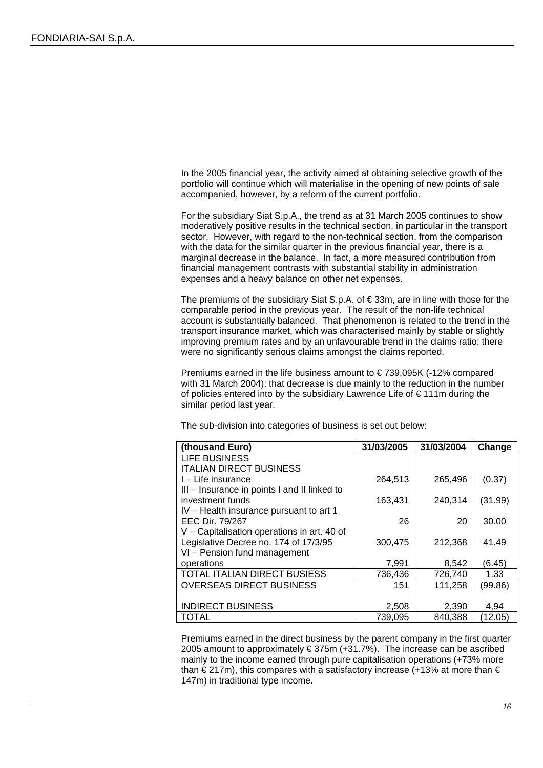In the 2005 financial year, the activity aimed at obtaining selective growth of the portfolio will continue which will materialise in the opening of new points of sale accompanied, however, by a reform of the current portfolio.

For the subsidiary Siat S.p.A., the trend as at 31 March 2005 continues to show moderatively positive results in the technical section, in particular in the transport sector. However, with regard to the non-technical section, from the comparison with the data for the similar quarter in the previous financial year, there is a marginal decrease in the balance. In fact, a more measured contribution from financial management contrasts with substantial stability in administration expenses and a heavy balance on other net expenses.

The premiums of the subsidiary Siat S.p.A. of € 33m, are in line with those for the comparable period in the previous year. The result of the non-life technical account is substantially balanced. That phenomenon is related to the trend in the transport insurance market, which was characterised mainly by stable or slightly improving premium rates and by an unfavourable trend in the claims ratio: there were no significantly serious claims amongst the claims reported.

Premiums earned in the life business amount to € 739,095K (-12% compared with 31 March 2004): that decrease is due mainly to the reduction in the number of policies entered into by the subsidiary Lawrence Life of € 111m during the similar period last year.

The sub-division into categories of business is set out below:

| (thousand Euro) | 31/03/2005 | 31/03/2004 | Change |
|---|---|---|---|
| LIFE BUSINESS | | | |
| ITALIAN DIRECT BUSINESS | | | |
| I – Life insurance | 264,513 | 265,496 | (0.37) |
| III – Insurance in points I and II linked to investment funds | 163,431 | 240,314 | (31.99) |
| IV – Health insurance pursuant to art 1 EEC Dir. 79/267 | 26 | 20 | 30.00 |
| V – Capitalisation operations in art. 40 of Legislative Decree no. 174 of 17/3/95 | 300,475 | 212,368 | 41.49 |
| VI – Pension fund management operations | 7,991 | 8,542 | (6.45) |
| TOTAL ITALIAN DIRECT BUSIESS | 736,436 | 726,740 | 1.33 |
| OVERSEAS DIRECT BUSINESS | 151 | 111,258 | (99.86) |
| INDIRECT BUSINESS | 2,508 | 2,390 | 4,94 |
| TOTAL | 739,095 | 840,388 | (12.05) |

Premiums earned in the direct business by the parent company in the first quarter 2005 amount to approximately € 375m (+31.7%). The increase can be ascribed mainly to the income earned through pure capitalisation operations (+73% more than € 217m), this compares with a satisfactory increase (+13% at more than € 147m) in traditional type income.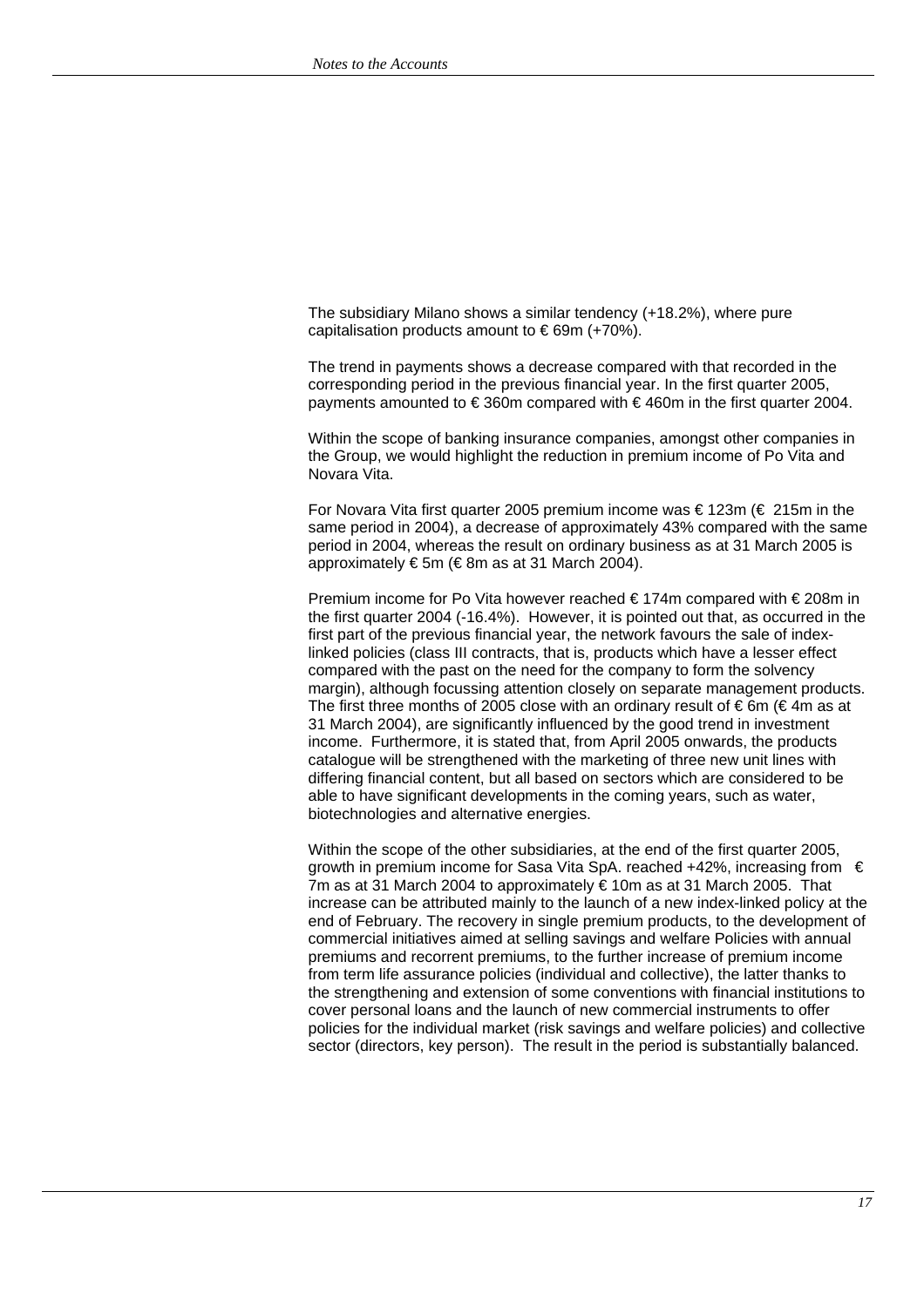The subsidiary Milano shows a similar tendency (+18.2%), where pure capitalisation products amount to € 69m (+70%).

The trend in payments shows a decrease compared with that recorded in the corresponding period in the previous financial year. In the first quarter 2005, payments amounted to € 360m compared with € 460m in the first quarter 2004.

Within the scope of banking insurance companies, amongst other companies in the Group, we would highlight the reduction in premium income of Po Vita and Novara Vita.

For Novara Vita first quarter 2005 premium income was € 123m (€ 215m in the same period in 2004), a decrease of approximately 43% compared with the same period in 2004, whereas the result on ordinary business as at 31 March 2005 is approximately € 5m (€ 8m as at 31 March 2004).

Premium income for Po Vita however reached € 174m compared with € 208m in the first quarter 2004 (-16.4%). However, it is pointed out that, as occurred in the first part of the previous financial year, the network favours the sale of index-linked policies (class III contracts, that is, products which have a lesser effect compared with the past on the need for the company to form the solvency margin), although focussing attention closely on separate management products. The first three months of 2005 close with an ordinary result of € 6m (€ 4m as at 31 March 2004), are significantly influenced by the good trend in investment income. Furthermore, it is stated that, from April 2005 onwards, the products catalogue will be strengthened with the marketing of three new unit lines with differing financial content, but all based on sectors which are considered to be able to have significant developments in the coming years, such as water, biotechnologies and alternative energies.

Within the scope of the other subsidiaries, at the end of the first quarter 2005, growth in premium income for Sasa Vita SpA. reached +42%, increasing from € 7m as at 31 March 2004 to approximately € 10m as at 31 March 2005. That increase can be attributed mainly to the launch of a new index-linked policy at the end of February. The recovery in single premium products, to the development of commercial initiatives aimed at selling savings and welfare Policies with annual premiums and recorrent premiums, to the further increase of premium income from term life assurance policies (individual and collective), the latter thanks to the strengthening and extension of some conventions with financial institutions to cover personal loans and the launch of new commercial instruments to offer policies for the individual market (risk savings and welfare policies) and collective sector (directors, key person). The result in the period is substantially balanced.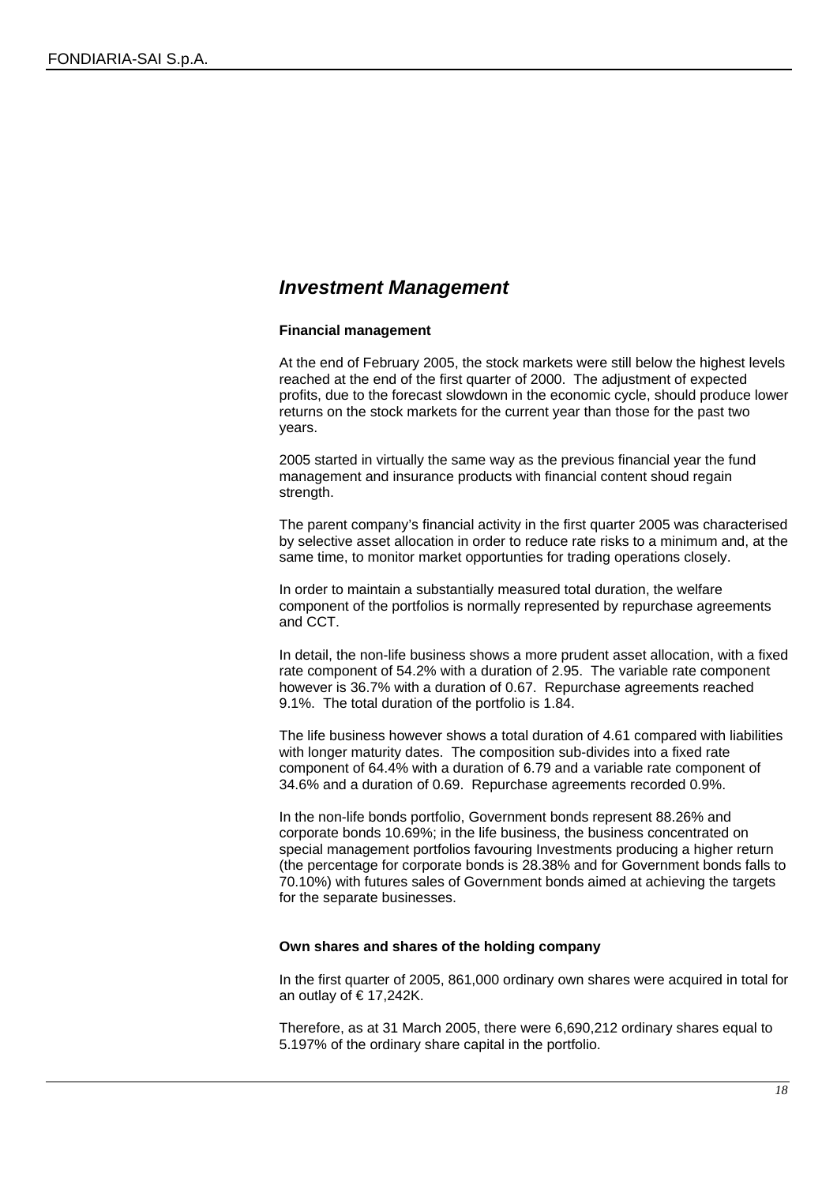## Investment Management

### Financial management

At the end of February 2005, the stock markets were still below the highest levels reached at the end of the first quarter of 2000. The adjustment of expected profits, due to the forecast slowdown in the economic cycle, should produce lower returns on the stock markets for the current year than those for the past two years.

2005 started in virtually the same way as the previous financial year the fund management and insurance products with financial content shoud regain strength.

The parent company's financial activity in the first quarter 2005 was characterised by selective asset allocation in order to reduce rate risks to a minimum and, at the same time, to monitor market opportunties for trading operations closely.

In order to maintain a substantially measured total duration, the welfare component of the portfolios is normally represented by repurchase agreements and CCT.

In detail, the non-life business shows a more prudent asset allocation, with a fixed rate component of 54.2% with a duration of 2.95. The variable rate component however is 36.7% with a duration of 0.67. Repurchase agreements reached 9.1%. The total duration of the portfolio is 1.84.

The life business however shows a total duration of 4.61 compared with liabilities with longer maturity dates. The composition sub-divides into a fixed rate component of 64.4% with a duration of 6.79 and a variable rate component of 34.6% and a duration of 0.69. Repurchase agreements recorded 0.9%.

In the non-life bonds portfolio, Government bonds represent 88.26% and corporate bonds 10.69%; in the life business, the business concentrated on special management portfolios favouring Investments producing a higher return (the percentage for corporate bonds is 28.38% and for Government bonds falls to 70.10%) with futures sales of Government bonds aimed at achieving the targets for the separate businesses.

### Own shares and shares of the holding company

In the first quarter of 2005, 861,000 ordinary own shares were acquired in total for an outlay of € 17,242K.

Therefore, as at 31 March 2005, there were 6,690,212 ordinary shares equal to 5.197% of the ordinary share capital in the portfolio.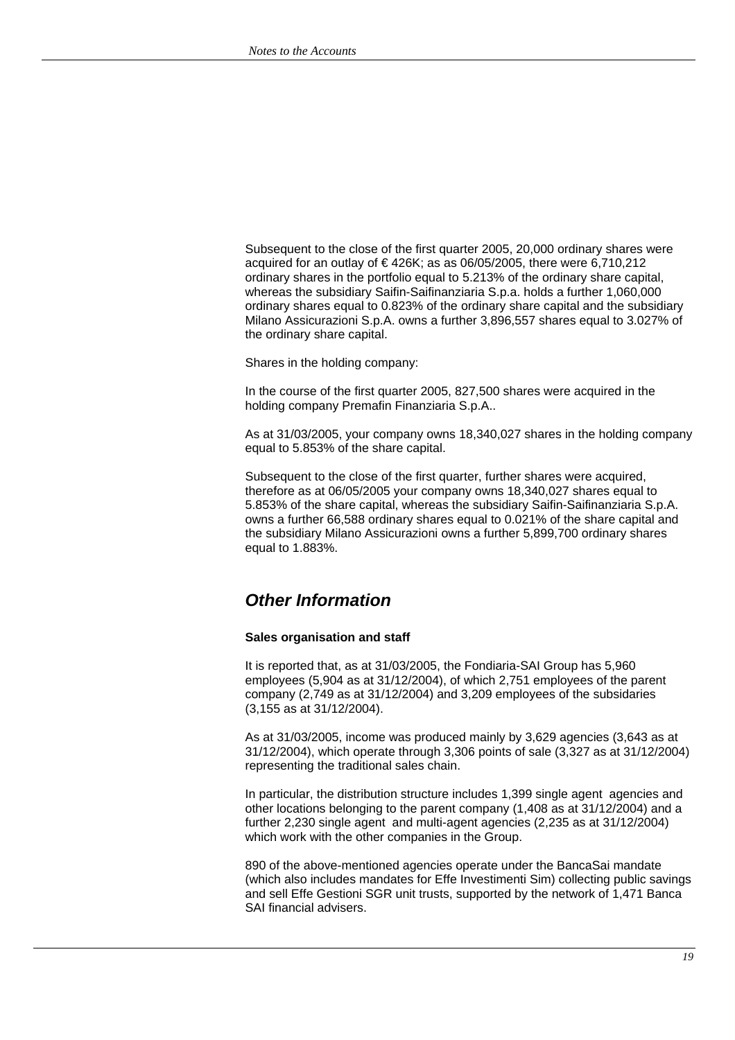Subsequent to the close of the first quarter 2005, 20,000 ordinary shares were acquired for an outlay of € 426K; as as 06/05/2005, there were 6,710,212 ordinary shares in the portfolio equal to 5.213% of the ordinary share capital, whereas the subsidiary Saifin-Saifinanziaria S.p.a. holds a further 1,060,000 ordinary shares equal to 0.823% of the ordinary share capital and the subsidiary Milano Assicurazioni S.p.A. owns a further 3,896,557 shares equal to 3.027% of the ordinary share capital.

Shares in the holding company:

In the course of the first quarter 2005, 827,500 shares were acquired in the holding company Premafin Finanziaria S.p.A..

As at 31/03/2005, your company owns 18,340,027 shares in the holding company equal to 5.853% of the share capital.

Subsequent to the close of the first quarter, further shares were acquired, therefore as at 06/05/2005 your company owns 18,340,027 shares equal to 5.853% of the share capital, whereas the subsidiary Saifin-Saifinanziaria S.p.A. owns a further 66,588 ordinary shares equal to 0.021% of the share capital and the subsidiary Milano Assicurazioni owns a further 5,899,700 ordinary shares equal to 1.883%.

## *Other Information*

**Sales organisation and staff**

It is reported that, as at 31/03/2005, the Fondiaria-SAI Group has 5,960 employees (5,904 as at 31/12/2004), of which 2,751 employees of the parent company (2,749 as at 31/12/2004) and 3,209 employees of the subsidaries (3,155 as at 31/12/2004).

As at 31/03/2005, income was produced mainly by 3,629 agencies (3,643 as at 31/12/2004), which operate through 3,306 points of sale (3,327 as at 31/12/2004) representing the traditional sales chain.

In particular, the distribution structure includes 1,399 single agent agencies and other locations belonging to the parent company (1,408 as at 31/12/2004) and a further 2,230 single agent and multi-agent agencies (2,235 as at 31/12/2004) which work with the other companies in the Group.

890 of the above-mentioned agencies operate under the BancaSai mandate (which also includes mandates for Effe Investimenti Sim) collecting public savings and sell Effe Gestioni SGR unit trusts, supported by the network of 1,471 Banca SAI financial advisers.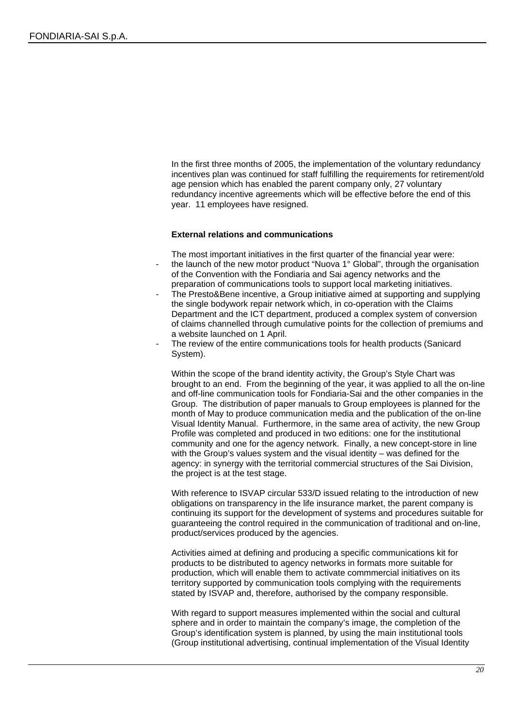In the first three months of 2005, the implementation of the voluntary redundancy incentives plan was continued for staff fulfilling the requirements for retirement/old age pension which has enabled the parent company only, 27 voluntary redundancy incentive agreements which will be effective before the end of this year. 11 employees have resigned.

**External relations and communications**

The most important initiatives in the first quarter of the financial year were:

- the launch of the new motor product "Nuova 1° Global", through the organisation of the Convention with the Fondiaria and Sai agency networks and the preparation of communications tools to support local marketing initiatives.
- The Presto&Bene incentive, a Group initiative aimed at supporting and supplying the single bodywork repair network which, in co-operation with the Claims Department and the ICT department, produced a complex system of conversion of claims channelled through cumulative points for the collection of premiums and a website launched on 1 April.
- The review of the entire communications tools for health products (Sanicard System).

Within the scope of the brand identity activity, the Group's Style Chart was brought to an end. From the beginning of the year, it was applied to all the on-line and off-line communication tools for Fondiaria-Sai and the other companies in the Group. The distribution of paper manuals to Group employees is planned for the month of May to produce communication media and the publication of the on-line Visual Identity Manual. Furthermore, in the same area of activity, the new Group Profile was completed and produced in two editions: one for the institutional community and one for the agency network. Finally, a new concept-store in line with the Group's values system and the visual identity – was defined for the agency: in synergy with the territorial commercial structures of the Sai Division, the project is at the test stage.

With reference to ISVAP circular 533/D issued relating to the introduction of new obligations on transparency in the life insurance market, the parent company is continuing its support for the development of systems and procedures suitable for guaranteeing the control required in the communication of traditional and on-line, product/services produced by the agencies.

Activities aimed at defining and producing a specific communications kit for products to be distributed to agency networks in formats more suitable for production, which will enable them to activate commmercial initiatives on its territory supported by communication tools complying with the requirements stated by ISVAP and, therefore, authorised by the company responsible.

With regard to support measures implemented within the social and cultural sphere and in order to maintain the company's image, the completion of the Group's identification system is planned, by using the main institutional tools (Group institutional advertising, continual implementation of the Visual Identity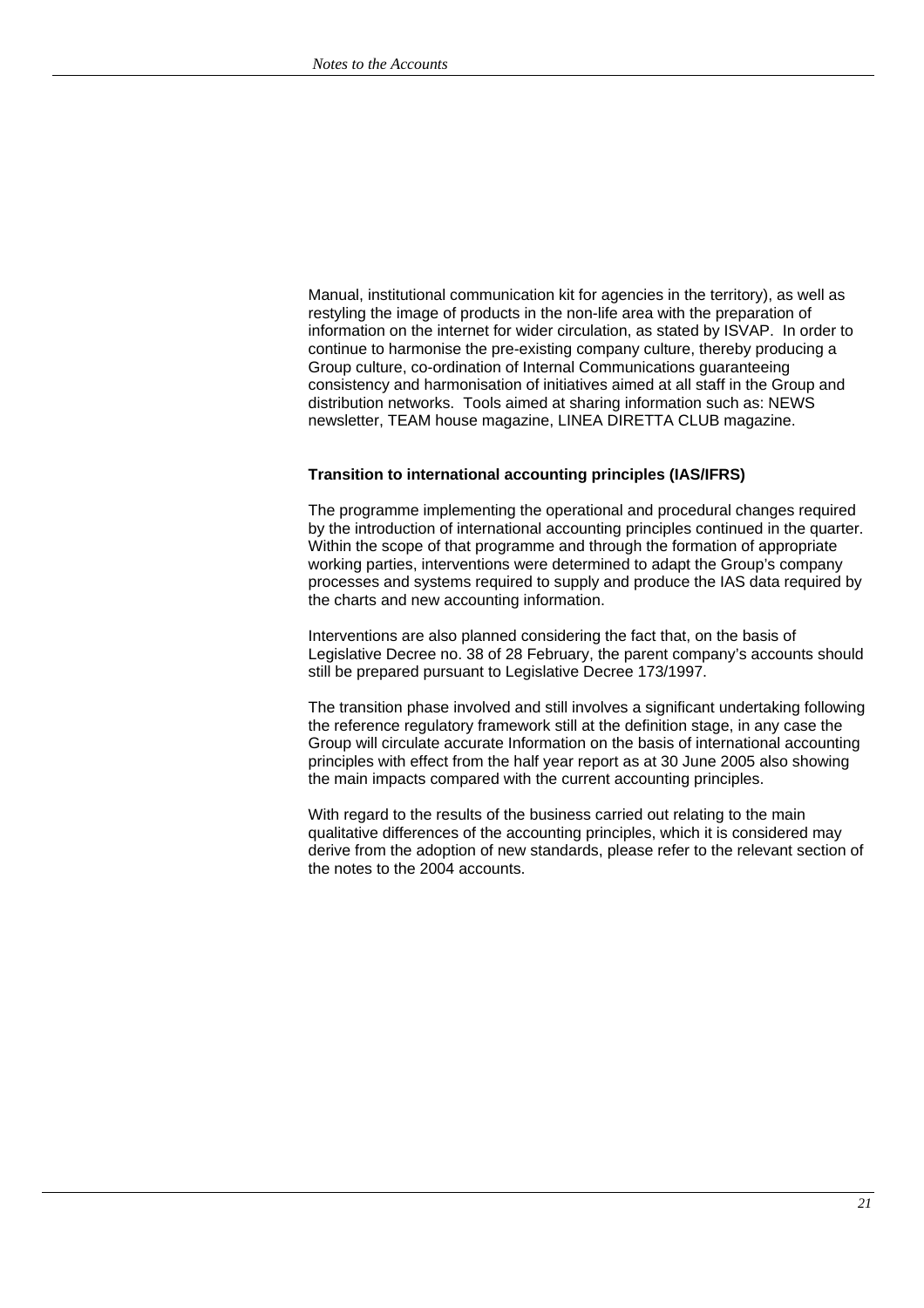Manual, institutional communication kit for agencies in the territory), as well as restyling the image of products in the non-life area with the preparation of information on the internet for wider circulation, as stated by ISVAP. In order to continue to harmonise the pre-existing company culture, thereby producing a Group culture, co-ordination of Internal Communications guaranteeing consistency and harmonisation of initiatives aimed at all staff in the Group and distribution networks. Tools aimed at sharing information such as: NEWS newsletter, TEAM house magazine, LINEA DIRETTA CLUB magazine.

**Transition to international accounting principles (IAS/IFRS)**

The programme implementing the operational and procedural changes required by the introduction of international accounting principles continued in the quarter. Within the scope of that programme and through the formation of appropriate working parties, interventions were determined to adapt the Group's company processes and systems required to supply and produce the IAS data required by the charts and new accounting information.

Interventions are also planned considering the fact that, on the basis of Legislative Decree no. 38 of 28 February, the parent company's accounts should still be prepared pursuant to Legislative Decree 173/1997.

The transition phase involved and still involves a significant undertaking following the reference regulatory framework still at the definition stage, in any case the Group will circulate accurate Information on the basis of international accounting principles with effect from the half year report as at 30 June 2005 also showing the main impacts compared with the current accounting principles.

With regard to the results of the business carried out relating to the main qualitative differences of the accounting principles, which it is considered may derive from the adoption of new standards, please refer to the relevant section of the notes to the 2004 accounts.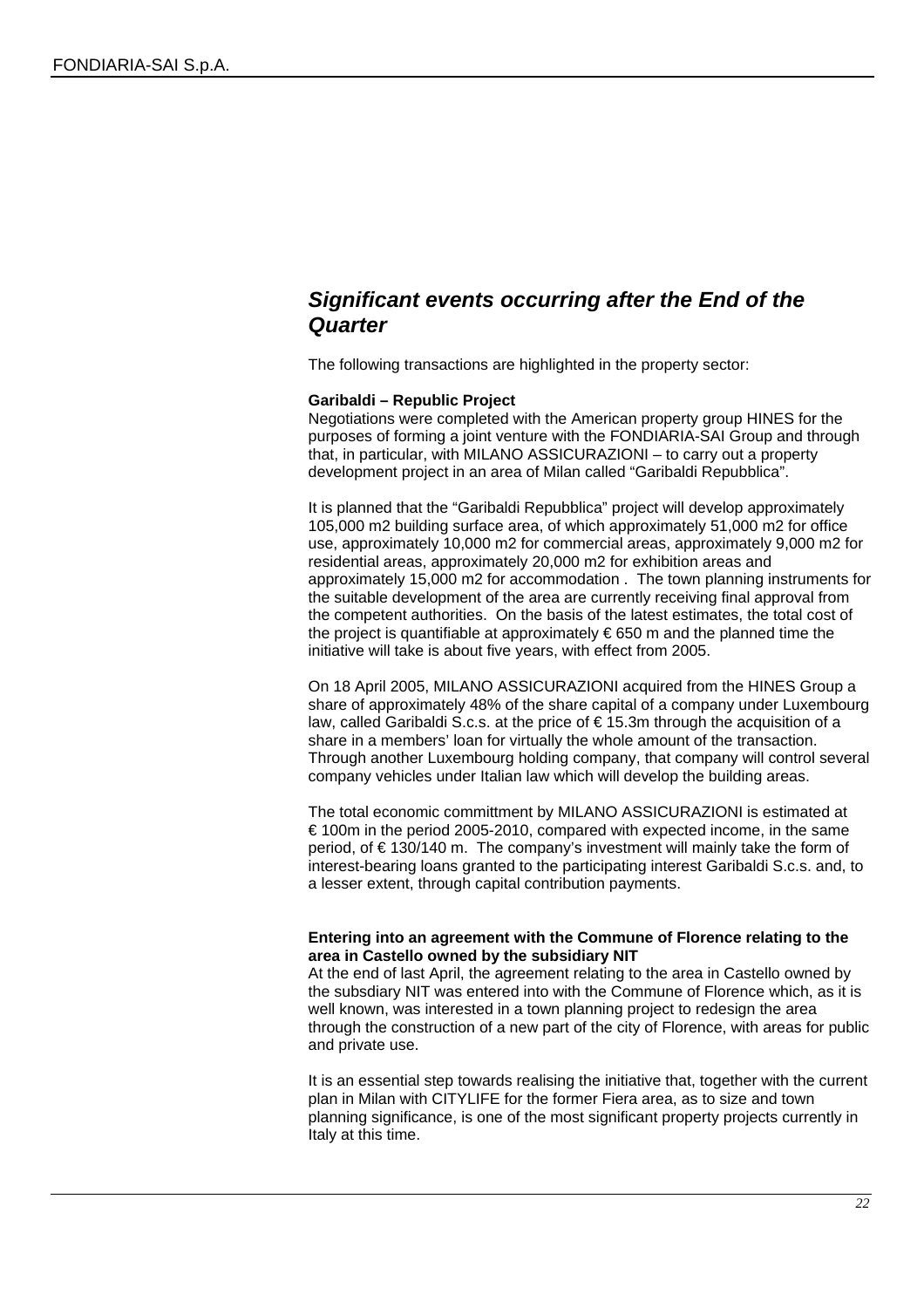## *Significant events occurring after the End of the Quarter*

The following transactions are highlighted in the property sector:

**Garibaldi – Republic Project**
Negotiations were completed with the American property group HINES for the purposes of forming a joint venture with the FONDIARIA-SAI Group and through that, in particular, with MILANO ASSICURAZIONI – to carry out a property development project in an area of Milan called "Garibaldi Repubblica".

It is planned that the "Garibaldi Repubblica" project will develop approximately 105,000 m2 building surface area, of which approximately 51,000 m2 for office use, approximately 10,000 m2 for commercial areas, approximately 9,000 m2 for residential areas, approximately 20,000 m2 for exhibition areas and approximately 15,000 m2 for accommodation . The town planning instruments for the suitable development of the area are currently receiving final approval from the competent authorities. On the basis of the latest estimates, the total cost of the project is quantifiable at approximately € 650 m and the planned time the initiative will take is about five years, with effect from 2005.

On 18 April 2005, MILANO ASSICURAZIONI acquired from the HINES Group a share of approximately 48% of the share capital of a company under Luxembourg law, called Garibaldi S.c.s. at the price of € 15.3m through the acquisition of a share in a members' loan for virtually the whole amount of the transaction. Through another Luxembourg holding company, that company will control several company vehicles under Italian law which will develop the building areas.

The total economic committment by MILANO ASSICURAZIONI is estimated at € 100m in the period 2005-2010, compared with expected income, in the same period, of € 130/140 m. The company's investment will mainly take the form of interest-bearing loans granted to the participating interest Garibaldi S.c.s. and, to a lesser extent, through capital contribution payments.

**Entering into an agreement with the Commune of Florence relating to the area in Castello owned by the subsidiary NIT**
At the end of last April, the agreement relating to the area in Castello owned by the subsdiary NIT was entered into with the Commune of Florence which, as it is well known, was interested in a town planning project to redesign the area through the construction of a new part of the city of Florence, with areas for public and private use.

It is an essential step towards realising the initiative that, together with the current plan in Milan with CITYLIFE for the former Fiera area, as to size and town planning significance, is one of the most significant property projects currently in Italy at this time.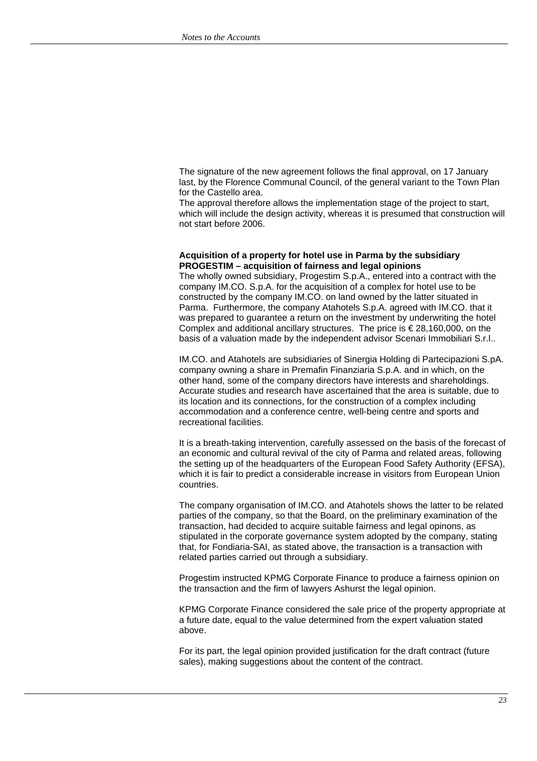The signature of the new agreement follows the final approval, on 17 January last, by the Florence Communal Council, of the general variant to the Town Plan for the Castello area.
The approval therefore allows the implementation stage of the project to start, which will include the design activity, whereas it is presumed that construction will not start before 2006.

**Acquisition of a property for hotel use in Parma by the subsidiary PROGESTIM – acquisition of fairness and legal opinions**
The wholly owned subsidiary, Progestim S.p.A., entered into a contract with the company IM.CO. S.p.A. for the acquisition of a complex for hotel use to be constructed by the company IM.CO. on land owned by the latter situated in Parma. Furthermore, the company Atahotels S.p.A. agreed with IM.CO. that it was prepared to guarantee a return on the investment by underwriting the hotel Complex and additional ancillary structures. The price is € 28,160,000, on the basis of a valuation made by the independent advisor Scenari Immobiliari S.r.l..

IM.CO. and Atahotels are subsidiaries of Sinergia Holding di Partecipazioni S.pA. company owning a share in Premafin Finanziaria S.p.A. and in which, on the other hand, some of the company directors have interests and shareholdings. Accurate studies and research have ascertained that the area is suitable, due to its location and its connections, for the construction of a complex including accommodation and a conference centre, well-being centre and sports and recreational facilities.

It is a breath-taking intervention, carefully assessed on the basis of the forecast of an economic and cultural revival of the city of Parma and related areas, following the setting up of the headquarters of the European Food Safety Authority (EFSA), which it is fair to predict a considerable increase in visitors from European Union countries.

The company organisation of IM.CO. and Atahotels shows the latter to be related parties of the company, so that the Board, on the preliminary examination of the transaction, had decided to acquire suitable fairness and legal opinons, as stipulated in the corporate governance system adopted by the company, stating that, for Fondiaria-SAI, as stated above, the transaction is a transaction with related parties carried out through a subsidiary.

Progestim instructed KPMG Corporate Finance to produce a fairness opinion on the transaction and the firm of lawyers Ashurst the legal opinion.

KPMG Corporate Finance considered the sale price of the property appropriate at a future date, equal to the value determined from the expert valuation stated above.

For its part, the legal opinion provided justification for the draft contract (future sales), making suggestions about the content of the contract.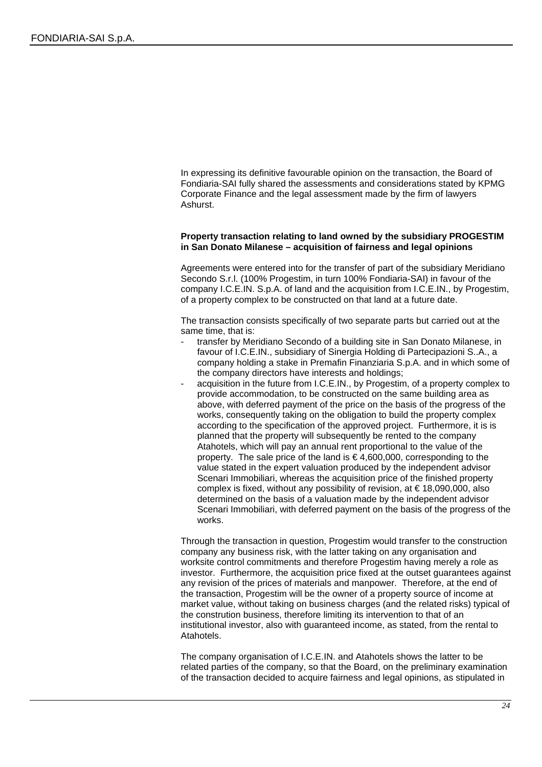In expressing its definitive favourable opinion on the transaction, the Board of Fondiaria-SAI fully shared the assessments and considerations stated by KPMG Corporate Finance and the legal assessment made by the firm of lawyers Ashurst.

**Property transaction relating to land owned by the subsidiary PROGESTIM in San Donato Milanese – acquisition of fairness and legal opinions**

Agreements were entered into for the transfer of part of the subsidiary Meridiano Secondo S.r.l. (100% Progestim, in turn 100% Fondiaria-SAI) in favour of the company I.C.E.IN. S.p.A. of land and the acquisition from I.C.E.IN., by Progestim, of a property complex to be constructed on that land at a future date.

The transaction consists specifically of two separate parts but carried out at the same time, that is:

- transfer by Meridiano Secondo of a building site in San Donato Milanese, in favour of I.C.E.IN., subsidiary of Sinergia Holding di Partecipazioni S..A., a company holding a stake in Premafin Finanziaria S.p.A. and in which some of the company directors have interests and holdings;
- acquisition in the future from I.C.E.IN., by Progestim, of a property complex to provide accommodation, to be constructed on the same building area as above, with deferred payment of the price on the basis of the progress of the works, consequently taking on the obligation to build the property complex according to the specification of the approved project. Furthermore, it is is planned that the property will subsequently be rented to the company Atahotels, which will pay an annual rent proportional to the value of the property. The sale price of the land is € 4,600,000, corresponding to the value stated in the expert valuation produced by the independent advisor Scenari Immobiliari, whereas the acquisition price of the finished property complex is fixed, without any possibility of revision, at € 18,090,000, also determined on the basis of a valuation made by the independent advisor Scenari Immobiliari, with deferred payment on the basis of the progress of the works.

Through the transaction in question, Progestim would transfer to the construction company any business risk, with the latter taking on any organisation and worksite control commitments and therefore Progestim having merely a role as investor. Furthermore, the acquisition price fixed at the outset guarantees against any revision of the prices of materials and manpower. Therefore, at the end of the transaction, Progestim will be the owner of a property source of income at market value, without taking on business charges (and the related risks) typical of the constrution business, therefore limiting its intervention to that of an institutional investor, also with guaranteed income, as stated, from the rental to Atahotels.

The company organisation of I.C.E.IN. and Atahotels shows the latter to be related parties of the company, so that the Board, on the preliminary examination of the transaction decided to acquire fairness and legal opinions, as stipulated in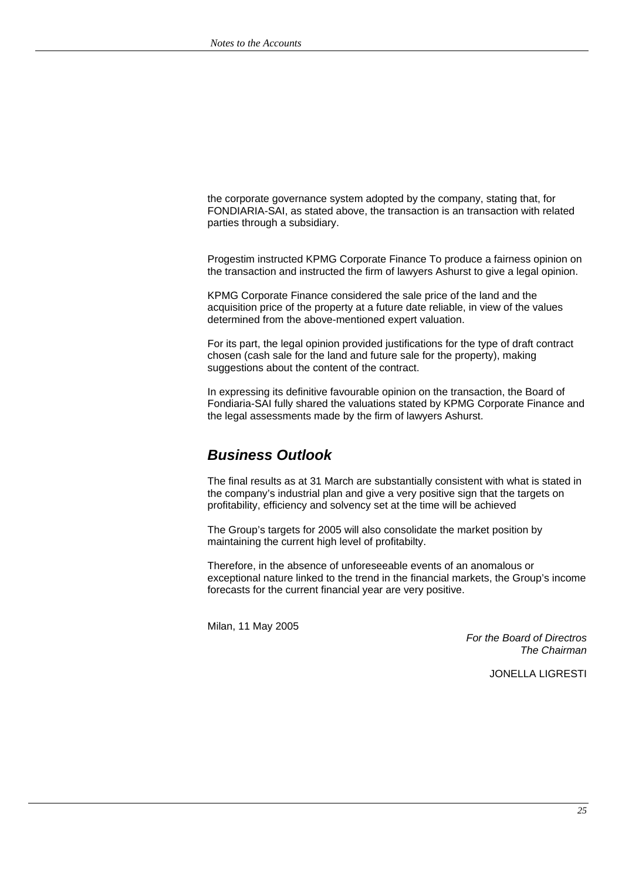the corporate governance system adopted by the company, stating that, for FONDIARIA-SAI, as stated above, the transaction is an transaction with related parties through a subsidiary.

Progestim instructed KPMG Corporate Finance To produce a fairness opinion on the transaction and instructed the firm of lawyers Ashurst to give a legal opinion.

KPMG Corporate Finance considered the sale price of the land and the acquisition price of the property at a future date reliable, in view of the values determined from the above-mentioned expert valuation.

For its part, the legal opinion provided justifications for the type of draft contract chosen (cash sale for the land and future sale for the property), making suggestions about the content of the contract.

In expressing its definitive favourable opinion on the transaction, the Board of Fondiaria-SAI fully shared the valuations stated by KPMG Corporate Finance and the legal assessments made by the firm of lawyers Ashurst.

## ***Business Outlook***

The final results as at 31 March are substantially consistent with what is stated in the company's industrial plan and give a very positive sign that the targets on profitability, efficiency and solvency set at the time will be achieved

The Group's targets for 2005 will also consolidate the market position by maintaining the current high level of profitabilty.

Therefore, in the absence of unforeseeable events of an anomalous or exceptional nature linked to the trend in the financial markets, the Group's income forecasts for the current financial year are very positive.

Milan, 11 May 2005

*For the Board of Directros*
*The Chairman*

JONELLA LIGRESTI